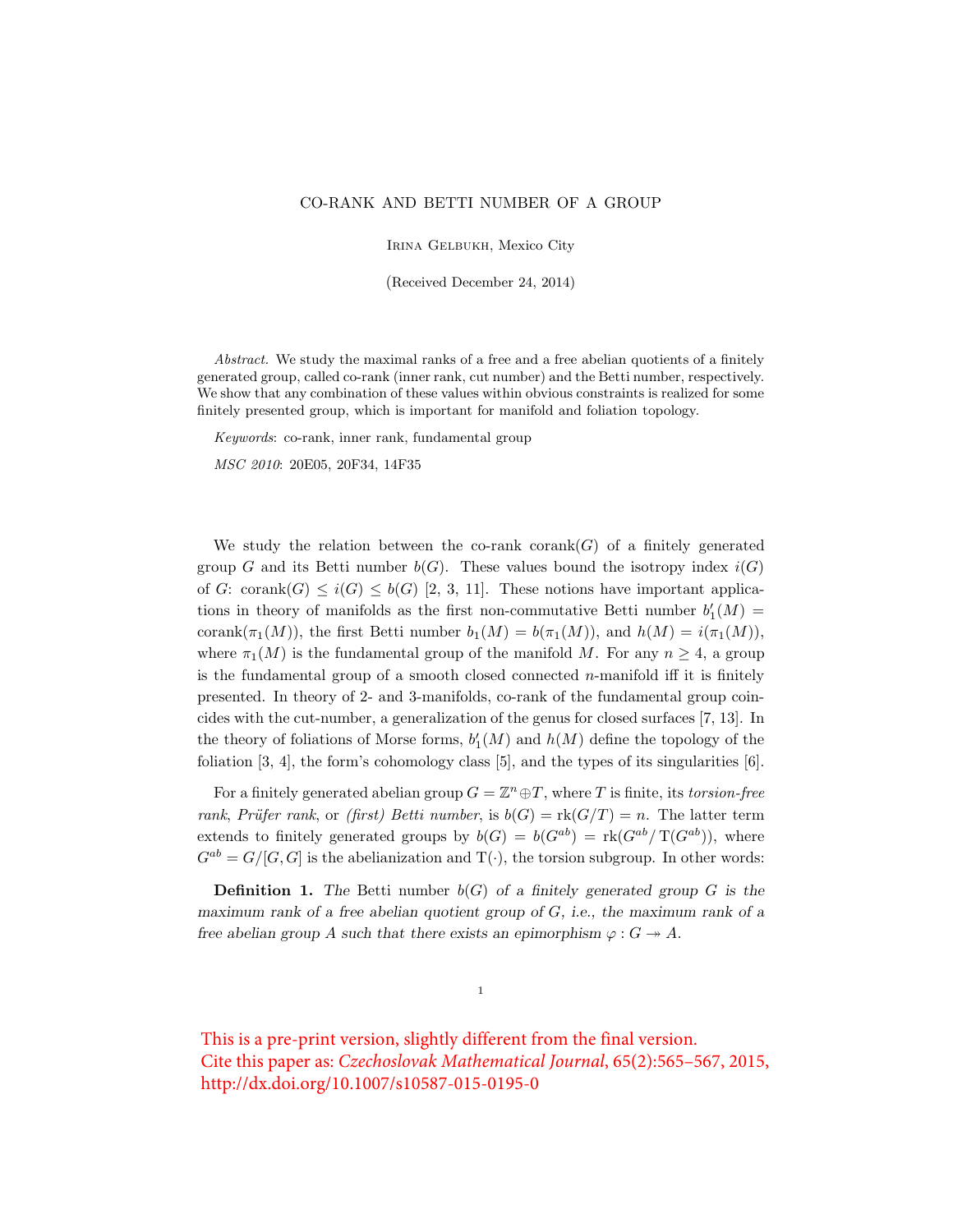# CO-RANK AND BETTI NUMBER OF A GROUP

Irina Gelbukh, Mexico City

(Received December 24, 2014)

*Abstract.* We study the maximal ranks of a free and a free abelian quotients of a finitely generated group, called co-rank (inner rank, cut number) and the Betti number, respectively. We show that any combination of these values within obvious constraints is realized for some finitely presented group, which is important for manifold and foliation topology.

*Keywords*: co-rank, inner rank, fundamental group

*MSC 2010*: 20E05, 20F34, 14F35

We study the relation between the co-rank $\operatorname{corank}(G)$ of a finitely generated group $G$ and its Betti number $b(G)$. These values bound the isotropy index $i(G)$ of $G$: $\operatorname{corank}(G) \leq i(G) \leq b(G)$ [2, 3, 11]. These notions have important applications in theory of manifolds as the first non-commutative Betti number $b_1'(M) = \operatorname{corank}(\pi_1(M))$, the first Betti number $b_1(M) = b(\pi_1(M))$, and $h(M) = i(\pi_1(M))$, where $\pi_1(M)$ is the fundamental group of the manifold $M$. For any $n \geq 4$, a group is the fundamental group of a smooth closed connected $n$-manifold iff it is finitely presented. In theory of 2- and 3-manifolds, co-rank of the fundamental group coincides with the cut-number, a generalization of the genus for closed surfaces [7, 13]. In the theory of foliations of Morse forms, $b_1'(M)$ and $h(M)$ define the topology of the foliation [3, 4], the form's cohomology class [5], and the types of its singularities [6].

For a finitely generated abelian group $G = \mathbb{Z}^n \oplus T$, where $T$ is finite, its *torsion-free rank*, *Prüfer rank*, or *(first) Betti number*, is $b(G) = \operatorname{rk}(G/T) = n$. The latter term extends to finitely generated groups by $b(G) = b(G^{ab}) = \operatorname{rk}(G^{ab}/\operatorname{T}(G^{ab}))$, where $G^{ab} = G/[G, G]$ is the abelianization and $\operatorname{T}(\cdot)$, the torsion subgroup. In other words:

**Definition 1.** *The* Betti number $b(G)$ *of a finitely generated group* $G$ *is the maximum rank of a free abelian quotient group of* $G$*, i.e., the maximum rank of a free abelian group* $A$ *such that there exists an epimorphism* $\varphi : G \twoheadrightarrow A$*.*

This is a pre-print version, slightly different from the final version.
Cite this paper as: *Czechoslovak Mathematical Journal*, 65(2):565–567, 2015, http://dx.doi.org/10.1007/s10587-015-0195-0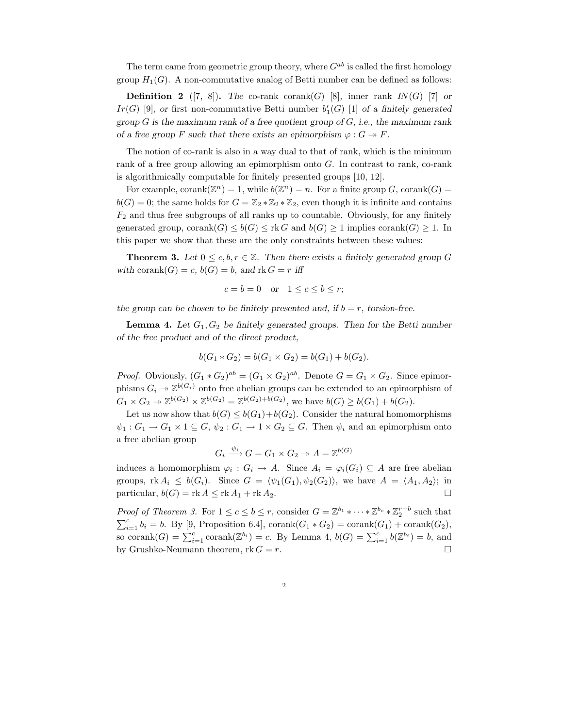The term came from geometric group theory, where $G^{ab}$ is called the first homology group $H_1(G)$. A non-commutative analog of Betti number can be defined as follows:

**Definition 2** ([7, 8])**.** *The* co-rank $\operatorname{corank}(G)$ [8], inner rank $IN(G)$ [7] *or* $Ir(G)$ [9], *or* first non-commutative Betti number $b_1'(G)$ [1] *of a finitely generated group $G$ is the maximum rank of a free quotient group of $G$, i.e., the maximum rank of a free group $F$ such that there exists an epimorphism $\varphi : G \twoheadrightarrow F$.*

The notion of co-rank is also in a way dual to that of rank, which is the minimum rank of a free group allowing an epimorphism onto $G$. In contrast to rank, co-rank is algorithmically computable for finitely presented groups [10, 12].

For example, $\operatorname{corank}(\mathbb{Z}^n) = 1$, while $b(\mathbb{Z}^n) = n$. For a finite group $G$, $\operatorname{corank}(G) = b(G) = 0$; the same holds for $G = \mathbb{Z}_2 * \mathbb{Z}_2 * \mathbb{Z}_2$, even though it is infinite and contains $F_2$ and thus free subgroups of all ranks up to countable. Obviously, for any finitely generated group, $\operatorname{corank}(G) \le b(G) \le \operatorname{rk} G$ and $b(G) \ge 1$ implies $\operatorname{corank}(G) \ge 1$. In this paper we show that these are the only constraints between these values:

**Theorem 3.** *Let $0 \le c, b, r \in \mathbb{Z}$. Then there exists a finitely generated group $G$ with $\operatorname{corank}(G) = c$, $b(G) = b$, and $\operatorname{rk} G = r$ iff*

$$c = b = 0 \quad \text{or} \quad 1 \le c \le b \le r;$$

*the group can be chosen to be finitely presented and, if $b = r$, torsion-free.*

**Lemma 4.** *Let $G_1, G_2$ be finitely generated groups. Then for the Betti number of the free product and of the direct product,*

$$b(G_1 * G_2) = b(G_1 \times G_2) = b(G_1) + b(G_2).$$

*Proof.* Obviously, $(G_1 * G_2)^{ab} = (G_1 \times G_2)^{ab}$. Denote $G = G_1 \times G_2$. Since epimorphisms $G_i \twoheadrightarrow \mathbb{Z}^{b(G_i)}$ onto free abelian groups can be extended to an epimorphism of $G_1 \times G_2 \twoheadrightarrow \mathbb{Z}^{b(G_2)} \times \mathbb{Z}^{b(G_2)} = \mathbb{Z}^{b(G_2)+b(G_2)}$, we have $b(G) \ge b(G_1) + b(G_2)$.

Let us now show that $b(G) \le b(G_1) + b(G_2)$. Consider the natural homomorphisms $\psi_1 : G_1 \to G_1 \times 1 \subseteq G$, $\psi_2 : G_1 \to 1 \times G_2 \subseteq G$. Then $\psi_i$ and an epimorphism onto a free abelian group

$$G_i \xrightarrow{\psi_i} G = G_1 \times G_2 \twoheadrightarrow A = \mathbb{Z}^{b(G)}$$

induces a homomorphism $\varphi_i : G_i \to A$. Since $A_i = \varphi_i(G_i) \subseteq A$ are free abelian groups, $\operatorname{rk} A_i \le b(G_i)$. Since $G = \langle \psi_1(G_1), \psi_2(G_2) \rangle$, we have $A = \langle A_1, A_2 \rangle$; in particular, $b(G) = \operatorname{rk} A \le \operatorname{rk} A_1 + \operatorname{rk} A_2$. □

*Proof of Theorem 3.* For $1 \le c \le b \le r$, consider $G = \mathbb{Z}^{b_1} * \cdots * \mathbb{Z}^{b_c} * \mathbb{Z}_2^{r-b}$ such that $\sum_{i=1}^{c} b_i = b$. By [9, Proposition 6.4], $\operatorname{corank}(G_1 * G_2) = \operatorname{corank}(G_1) + \operatorname{corank}(G_2)$, so $\operatorname{corank}(G) = \sum_{i=1}^{c} \operatorname{corank}(\mathbb{Z}^{b_i}) = c$. By Lemma 4, $b(G) = \sum_{i=1}^{c} b(\mathbb{Z}^{b_i}) = b$, and by Grushko-Neumann theorem, $\operatorname{rk} G = r$. □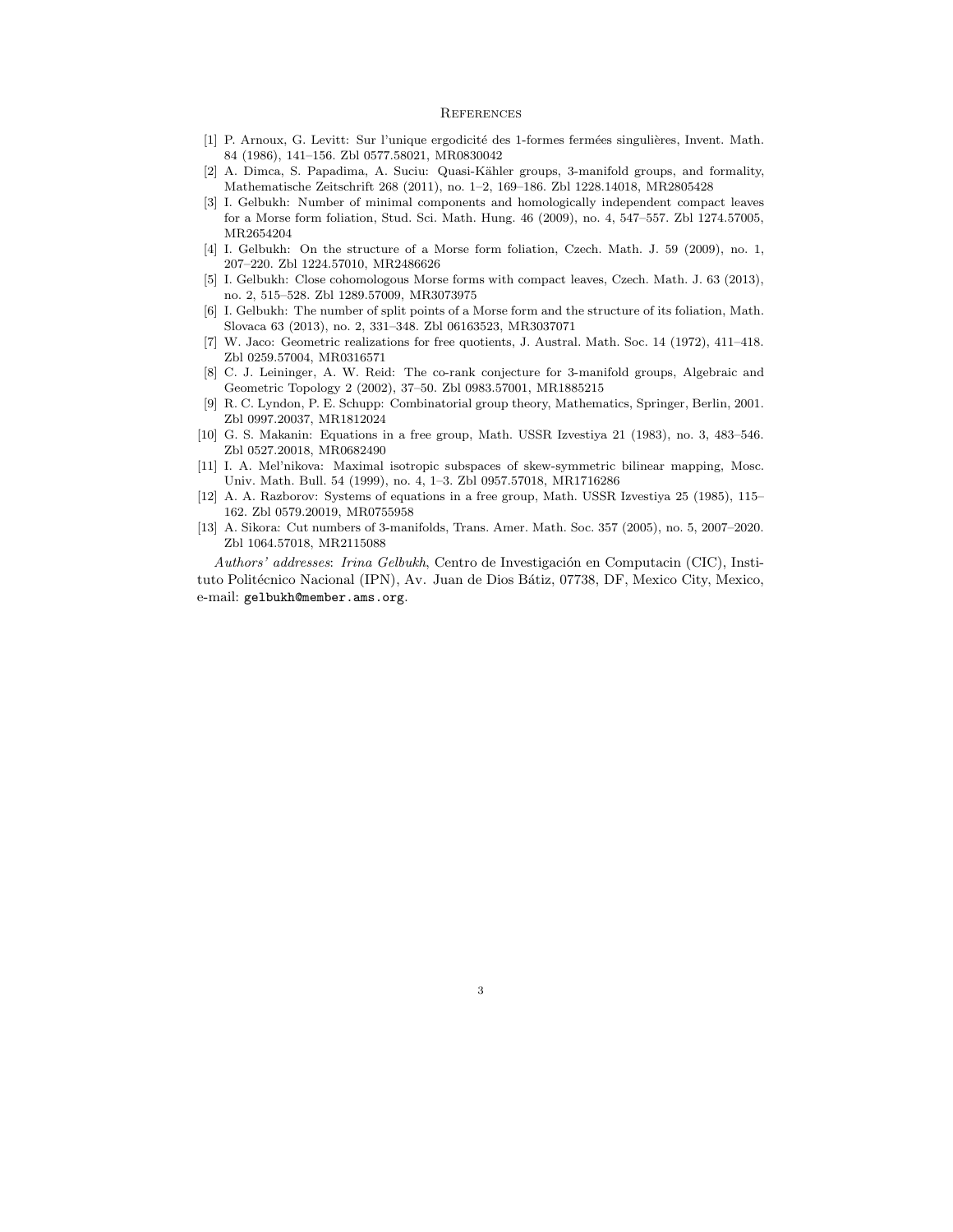# References

[1] P. Arnoux, G. Levitt: Sur l'unique ergodicité des 1-formes fermées singulières, Invent. Math. 84 (1986), 141–156. Zbl 0577.58021, MR0830042

[2] A. Dimca, S. Papadima, A. Suciu: Quasi-Kähler groups, 3-manifold groups, and formality, Mathematische Zeitschrift 268 (2011), no. 1–2, 169–186. Zbl 1228.14018, MR2805428

[3] I. Gelbukh: Number of minimal components and homologically independent compact leaves for a Morse form foliation, Stud. Sci. Math. Hung. 46 (2009), no. 4, 547–557. Zbl 1274.57005, MR2654204

[4] I. Gelbukh: On the structure of a Morse form foliation, Czech. Math. J. 59 (2009), no. 1, 207–220. Zbl 1224.57010, MR2486626

[5] I. Gelbukh: Close cohomologous Morse forms with compact leaves, Czech. Math. J. 63 (2013), no. 2, 515–528. Zbl 1289.57009, MR3073975

[6] I. Gelbukh: The number of split points of a Morse form and the structure of its foliation, Math. Slovaca 63 (2013), no. 2, 331–348. Zbl 06163523, MR3037071

[7] W. Jaco: Geometric realizations for free quotients, J. Austral. Math. Soc. 14 (1972), 411–418. Zbl 0259.57004, MR0316571

[8] C. J. Leininger, A. W. Reid: The co-rank conjecture for 3-manifold groups, Algebraic and Geometric Topology 2 (2002), 37–50. Zbl 0983.57001, MR1885215

[9] R. C. Lyndon, P. E. Schupp: Combinatorial group theory, Mathematics, Springer, Berlin, 2001. Zbl 0997.20037, MR1812024

[10] G. S. Makanin: Equations in a free group, Math. USSR Izvestiya 21 (1983), no. 3, 483–546. Zbl 0527.20018, MR0682490

[11] I. A. Mel'nikova: Maximal isotropic subspaces of skew-symmetric bilinear mapping, Mosc. Univ. Math. Bull. 54 (1999), no. 4, 1–3. Zbl 0957.57018, MR1716286

[12] A. A. Razborov: Systems of equations in a free group, Math. USSR Izvestiya 25 (1985), 115–162. Zbl 0579.20019, MR0755958

[13] A. Sikora: Cut numbers of 3-manifolds, Trans. Amer. Math. Soc. 357 (2005), no. 5, 2007–2020. Zbl 1064.57018, MR2115088

*Authors' addresses*: *Irina Gelbukh*, Centro de Investigación en Computacin (CIC), Instituto Politécnico Nacional (IPN), Av. Juan de Dios Bátiz, 07738, DF, Mexico City, Mexico, e-mail: `gelbukh@member.ams.org`.